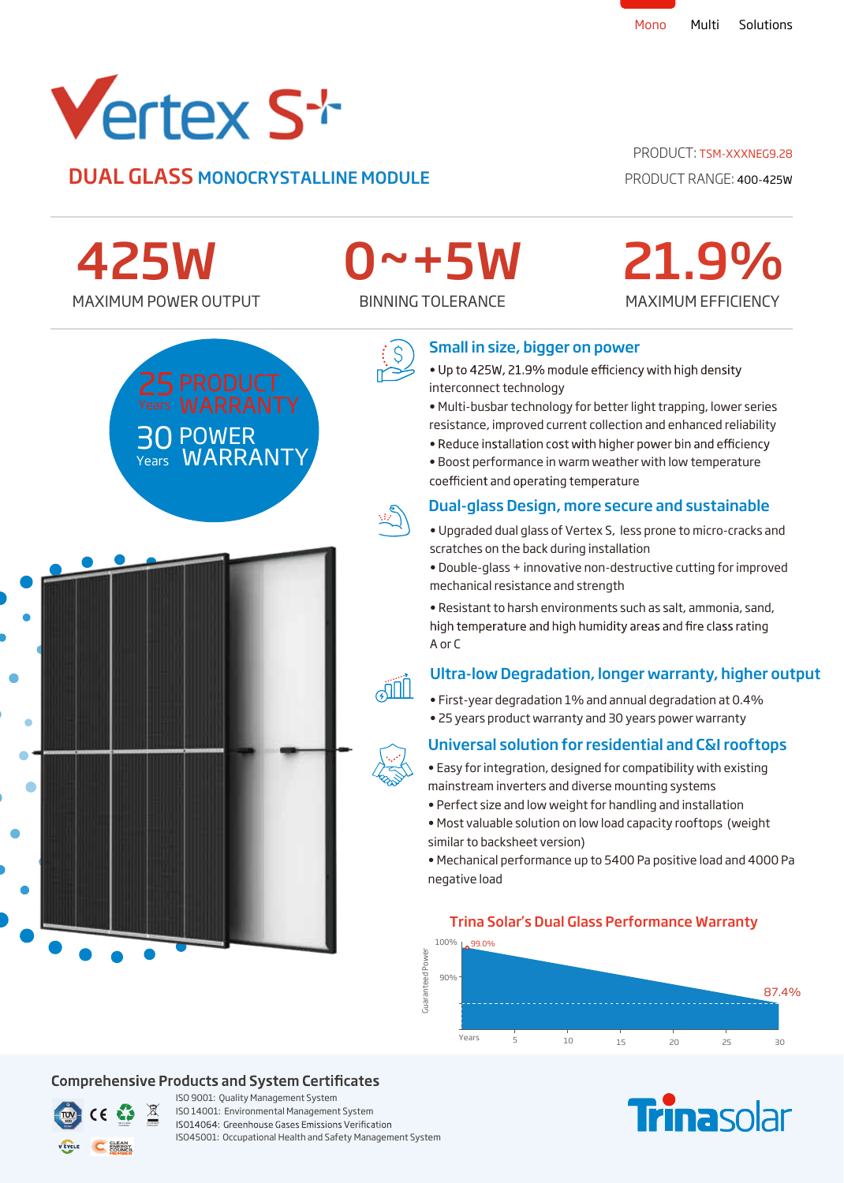Mono Multi Solutions

# Vertex S+

## DUAL GLASS MONOCRYSTALLINE MODULE

PRODUCT: TSM-XXXNEG9.28

PRODUCT RANGE: 400-425W

| 425W | 0~+5W | 21.9% |
| --- | --- | --- |
| MAXIMUM POWER OUTPUT | BINNING TOLERANCE | MAXIMUM EFFICIENCY |

25 Years PRODUCT WARRANTY

30 Years POWER WARRANTY

### Small in size, bigger on power

- Up to 425W, 21.9% module efficiency with high density interconnect technology
- Multi-busbar technology for better light trapping, lower series resistance, improved current collection and enhanced reliability
- Reduce installation cost with higher power bin and efficiency
- Boost performance in warm weather with low temperature coefficient and operating temperature

### Dual-glass Design, more secure and sustainable

- Upgraded dual glass of Vertex S, less prone to micro-cracks and scratches on the back during installation
- Double-glass + innovative non-destructive cutting for improved mechanical resistance and strength
- Resistant to harsh environments such as salt, ammonia, sand, high temperature and high humidity areas and fire class rating A or C

### Ultra-low Degradation, longer warranty, higher output

- First-year degradation 1% and annual degradation at 0.4%
- 25 years product warranty and 30 years power warranty

### Universal solution for residential and C&I rooftops

- Easy for integration, designed for compatibility with existing mainstream inverters and diverse mounting systems
- Perfect size and low weight for handling and installation
- Most valuable solution on low load capacity rooftops (weight similar to backsheet version)
- Mechanical performance up to 5400 Pa positive load and 4000 Pa negative load

### Trina Solar's Dual Glass Performance Warranty

Guaranteed Power: 100%, 90%; 99.0% (start), 87.4% (year 30)

Years: 5, 10, 15, 20, 25, 30

## Comprehensive Products and System Certificates

ISO 9001: Quality Management System

ISO 14001: Environmental Management System

ISO14064: Greenhouse Gases Emissions Verification

ISO45001: Occupational Health and Safety Management System

Trinasolar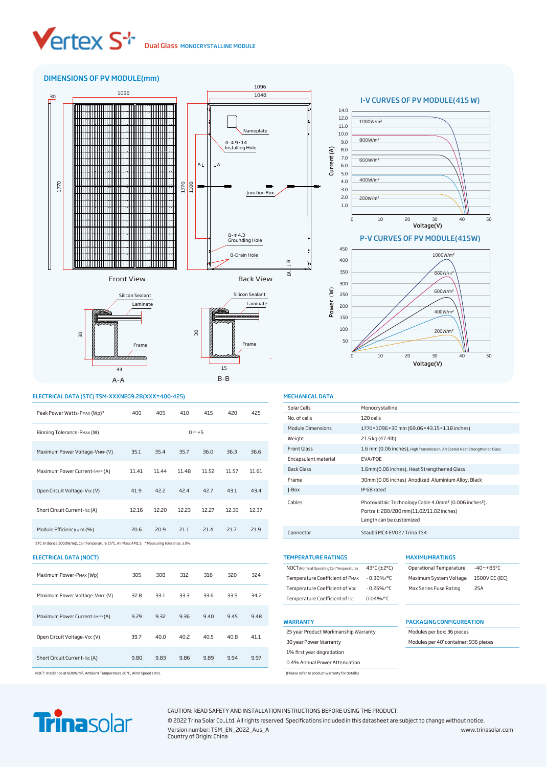# Vertex S+ Dual Glass MONOCRYSTALLINE MODULE

## DIMENSIONS OF PV MODULE(mm)

30
1096
1770
Front View

1096
1048
Nameplate
4-Φ9×14
Installing Hole
A A
1770
1100
Junction Box
8-Φ4.3
Grounding Hole
8-Drain Hole
B B
Back View

Silicon Sealant
Laminate
Frame
30
33
A-A

Silicon Sealant
Laminate
Frame
30
15
B-B

## I-V CURVES OF PV MODULE(415 W)

Current (A)
Voltage(V)
1000W/m²
800W/m²
600W/m²
400W/m²
200W/m²

## P-V CURVES OF PV MODULE(415W)

Power (W)
Voltage(V)
1000W/m²
800W/m²
600W/m²
400W/m²
200W/m²

## ELECTRICAL DATA (STC) TSM-XXXNEG9.28(XXX=400-425)

| | | | | | | |
|---|---|---|---|---|---|---|
| Peak Power Watts-PMAX (Wp)* | 400 | 405 | 410 | 415 | 420 | 425 |
| Binning Tolerance-PMAX (W) | 0 ~ +5 | | | | | |
| Maximum Power Voltage-VMPP (V) | 35.1 | 35.4 | 35.7 | 36.0 | 36.3 | 36.6 |
| Maximum Power Current-IMPP (A) | 11.41 | 11.44 | 11.48 | 11.52 | 11.57 | 11.61 |
| Open Circuit Voltage-VOC (V) | 41.9 | 42.2 | 42.4 | 42.7 | 43.1 | 43.4 |
| Short Circuit Current-ISC (A) | 12.16 | 12.20 | 12.23 | 12.27 | 12.33 | 12.37 |
| Module Efficiency η m (%) | 20.6 | 20.9 | 21.1 | 21.4 | 21.7 | 21.9 |

STC: Irradiance 1000W/m2, Cell Temperature 25°C, Air Mass AM1.5. *Measuring tolerance: ±3%.

## ELECTRICAL DATA (NOCT)

| | | | | | | |
|---|---|---|---|---|---|---|
| Maximum Power-PMAX (Wp) | 305 | 308 | 312 | 316 | 320 | 324 |
| Maximum Power Voltage-VMPP (V) | 32.8 | 33.1 | 33.3 | 33.6 | 33.9 | 34.2 |
| Maximum Power Current-IMPP (A) | 9.29 | 9.32 | 9.36 | 9.40 | 9.45 | 9.48 |
| Open Circuit Voltage-VOC (V) | 39.7 | 40.0 | 40.2 | 40.5 | 40.8 | 41.1 |
| Short Circuit Current-ISC (A) | 9.80 | 9.83 | 9.86 | 9.89 | 9.94 | 9.97 |

NOCT: Irradiance at 800W/m², Ambient Temperature 20°C, Wind Speed 1m/s.

## MECHANICAL DATA

| | |
|---|---|
| Solar Cells | Monocrystalline |
| No. of cells | 120 cells |
| Module Dimensions | 1770×1096×30 mm (69.06×43.15×1.18 inches) |
| Weight | 21.5 kg (47.4lb) |
| Front Glass | 1.6 mm (0.06 inches), High Transmission, AR Coated Heat Strengthened Glass |
| Encapsulant material | EVA/POE |
| Back Glass | 1.6mm(0.06 inches), Heat Strengthened Glass |
| Frame | 30mm (0.06 inches) Anodized Aluminium Alloy, Black |
| J-Box | IP 68 rated |
| Cables | Photovoltaic Technology Cable 4.0mm² (0.006 inches²), Portrait: 280/280 mm(11.02/11.02 inches) Length can be customized |
| Connector | Staubli MC4 EVO2 / Trina TS4 |

## TEMPERATURE RATINGS

| | |
|---|---|
| NOCT (Nominal Operating Cell Temperature) | 43°C (±2°C) |
| Temperature Coefficient of PMAX | - 0.30%/°C |
| Temperature Coefficient of VOC | - 0.25%/°C |
| Temperature Coefficient of ISC | 0.04%/°C |

## MAXIMUMRATINGS

| | |
|---|---|
| Operational Temperature | -40~+85°C |
| Maximum System Voltage | 1500V DC (IEC) |
| Max Series Fuse Rating | 25A |

## WARRANTY

25 year Product Workmanship Warranty

30 year Power Warranty

1% first year degradation

0.4% Annual Power Attenuation

(Please refer to product warranty for details)

## PACKAGING CONFIGUREATION

Modules per box: 36 pieces

Modules per 40' container: 936 pieces

Trinasolar

CAUTION: READ SAFETY AND INSTALLATION INSTRUCTIONS BEFORE USING THE PRODUCT.

© 2022 Trina Solar Co.,Ltd. All rights reserved. Specifications included in this datasheet are subject to change without notice.

Version number: TSM_EN_2022_Aus_A

Country of Origin: China

www.trinasolar.com